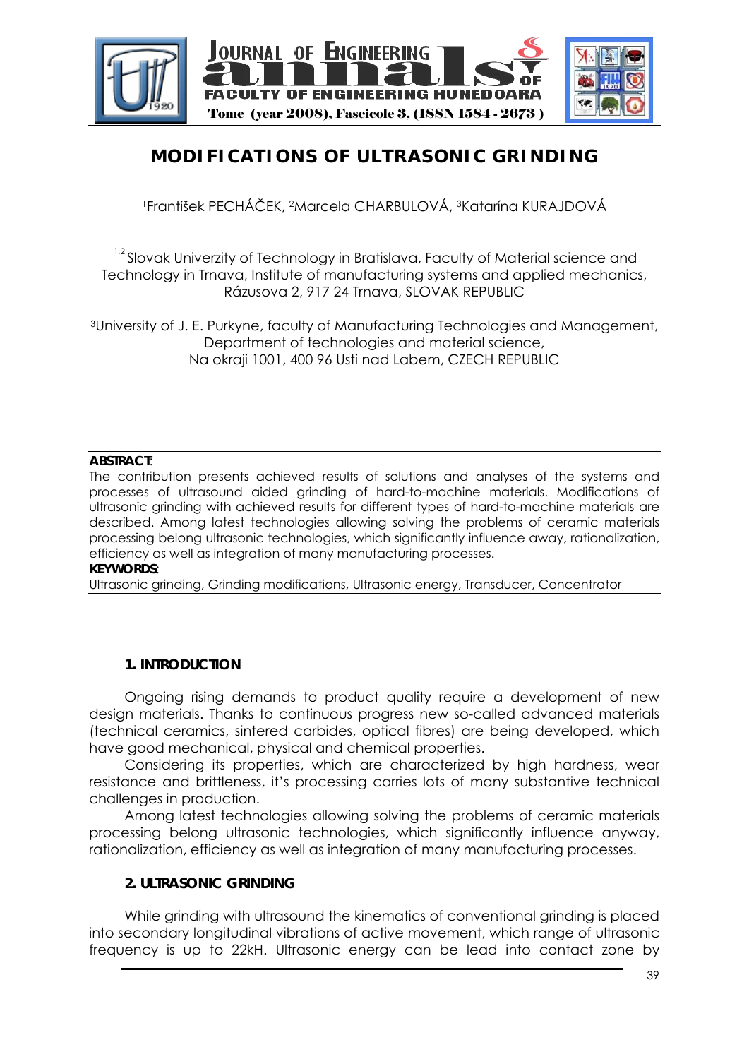# MODIFICATIONS OF ULTRASONIC GRINDING

[1]František PECHÁČEK, [2]Marcela CHARBULOVÁ, [3]Katarína KURAJDOVÁ

[1,2] Slovak Univerzity of Technology in Bratislava, Faculty of Material science and Technology in Trnava, Institute of manufacturing systems and applied mechanics, Rázusova 2, 917 24 Trnava, SLOVAK REPUBLIC

[3]University of J. E. Purkyne, faculty of Manufacturing Technologies and Management, Department of technologies and material science, Na okraji 1001, 400 96 Usti nad Labem, CZECH REPUBLIC

**ABSTRACT**:

The contribution presents achieved results of solutions and analyses of the systems and processes of ultrasound aided grinding of hard-to-machine materials. Modifications of ultrasonic grinding with achieved results for different types of hard-to-machine materials are described. Among latest technologies allowing solving the problems of ceramic materials processing belong ultrasonic technologies, which significantly influence away, rationalization, efficiency as well as integration of many manufacturing processes.

**KEYWORDS**:

Ultrasonic grinding, Grinding modifications, Ultrasonic energy, Transducer, Concentrator

## 1. INTRODUCTION

Ongoing rising demands to product quality require a development of new design materials. Thanks to continuous progress new so-called advanced materials (technical ceramics, sintered carbides, optical fibres) are being developed, which have good mechanical, physical and chemical properties.

Considering its properties, which are characterized by high hardness, wear resistance and brittleness, it's processing carries lots of many substantive technical challenges in production.

Among latest technologies allowing solving the problems of ceramic materials processing belong ultrasonic technologies, which significantly influence anyway, rationalization, efficiency as well as integration of many manufacturing processes.

## 2. ULTRASONIC GRINDING

While grinding with ultrasound the kinematics of conventional grinding is placed into secondary longitudinal vibrations of active movement, which range of ultrasonic frequency is up to 22kH. Ultrasonic energy can be lead into contact zone by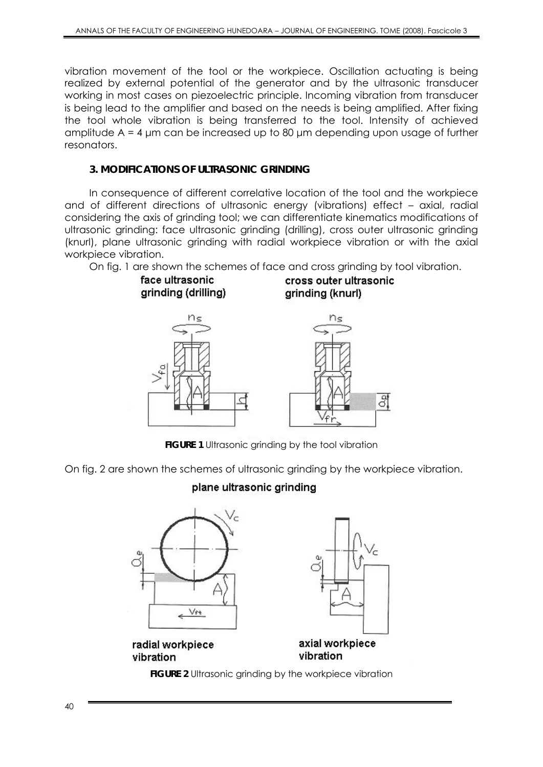vibration movement of the tool or the workpiece. Oscillation actuating is being realized by external potential of the generator and by the ultrasonic transducer working in most cases on piezoelectric principle. Incoming vibration from transducer is being lead to the amplifier and based on the needs is being amplified. After fixing the tool whole vibration is being transferred to the tool. Intensity of achieved amplitude A = 4 μm can be increased up to 80 μm depending upon usage of further resonators.

### 3. MODIFICATIONS OF ULTRASONIC GRINDING

In consequence of different correlative location of the tool and the workpiece and of different directions of ultrasonic energy (vibrations) effect – axial, radial considering the axis of grinding tool; we can differentiate kinematics modifications of ultrasonic grinding: face ultrasonic grinding (drilling), cross outer ultrasonic grinding (knurl), plane ultrasonic grinding with radial workpiece vibration or with the axial workpiece vibration.

On fig. 1 are shown the schemes of face and cross grinding by tool vibration.

face ultrasonic grinding (drilling) cross outer ultrasonic grinding (knurl)

**FIGURE 1** Ultrasonic grinding by the tool vibration

On fig. 2 are shown the schemes of ultrasonic grinding by the workpiece vibration.

plane ultrasonic grinding

radial workpiece vibration axial workpiece vibration

**FIGURE 2** Ultrasonic grinding by the workpiece vibration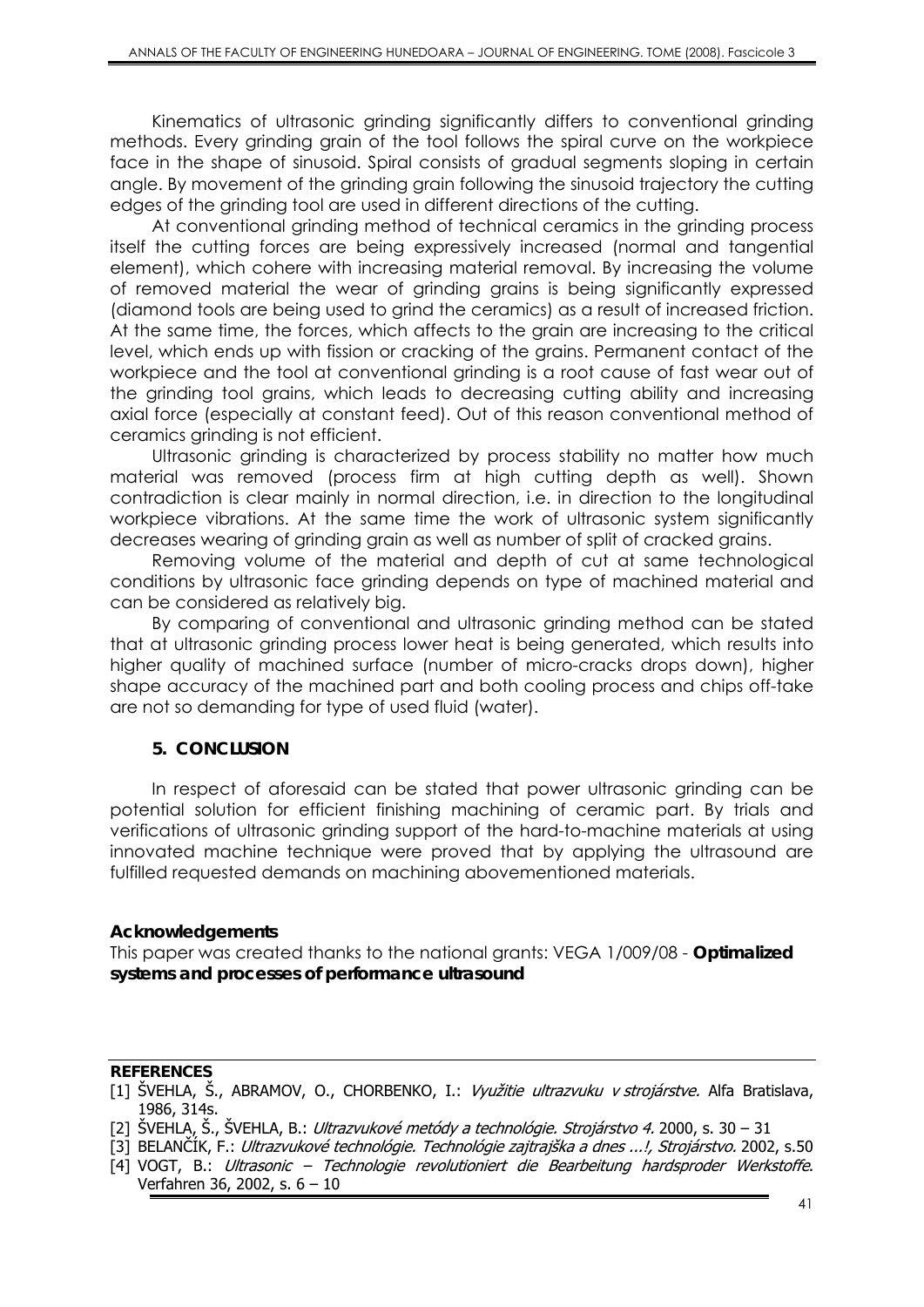Kinematics of ultrasonic grinding significantly differs to conventional grinding methods. Every grinding grain of the tool follows the spiral curve on the workpiece face in the shape of sinusoid. Spiral consists of gradual segments sloping in certain angle. By movement of the grinding grain following the sinusoid trajectory the cutting edges of the grinding tool are used in different directions of the cutting.

At conventional grinding method of technical ceramics in the grinding process itself the cutting forces are being expressively increased (normal and tangential element), which cohere with increasing material removal. By increasing the volume of removed material the wear of grinding grains is being significantly expressed (diamond tools are being used to grind the ceramics) as a result of increased friction. At the same time, the forces, which affects to the grain are increasing to the critical level, which ends up with fission or cracking of the grains. Permanent contact of the workpiece and the tool at conventional grinding is a root cause of fast wear out of the grinding tool grains, which leads to decreasing cutting ability and increasing axial force (especially at constant feed). Out of this reason conventional method of ceramics grinding is not efficient.

Ultrasonic grinding is characterized by process stability no matter how much material was removed (process firm at high cutting depth as well). Shown contradiction is clear mainly in normal direction, i.e. in direction to the longitudinal workpiece vibrations. At the same time the work of ultrasonic system significantly decreases wearing of grinding grain as well as number of split of cracked grains.

Removing volume of the material and depth of cut at same technological conditions by ultrasonic face grinding depends on type of machined material and can be considered as relatively big.

By comparing of conventional and ultrasonic grinding method can be stated that at ultrasonic grinding process lower heat is being generated, which results into higher quality of machined surface (number of micro-cracks drops down), higher shape accuracy of the machined part and both cooling process and chips off-take are not so demanding for type of used fluid (water).

## 5. CONCLUSION

In respect of aforesaid can be stated that power ultrasonic grinding can be potential solution for efficient finishing machining of ceramic part. By trials and verifications of ultrasonic grinding support of the hard-to-machine materials at using innovated machine technique were proved that by applying the ultrasound are fulfilled requested demands on machining abovementioned materials.

**Acknowledgements**

This paper was created thanks to the national grants: VEGA 1/009/08 - **Optimalized systems and processes of performance ultrasound**

**REFERENCES**

[1] ŠVEHLA, Š., ABRAMOV, O., CHORBENKO, I.: *Využitie ultrazvuku v strojárstve.* Alfa Bratislava, 1986, 314s.

[2] ŠVEHLA, Š., ŠVEHLA, B.: *Ultrazvukové metódy a technológie. Strojárstvo 4.* 2000, s. 30 – 31

[3] BELANČÍK, F.: *Ultrazvukové technológie. Technológie zajtrajška a dnes ...!, Strojárstvo.* 2002, s.50

[4] VOGT, B.: *Ultrasonic – Technologie revolutioniert die Bearbeitung hardsproder Werkstoffe*. Verfahren 36, 2002, s. 6 – 10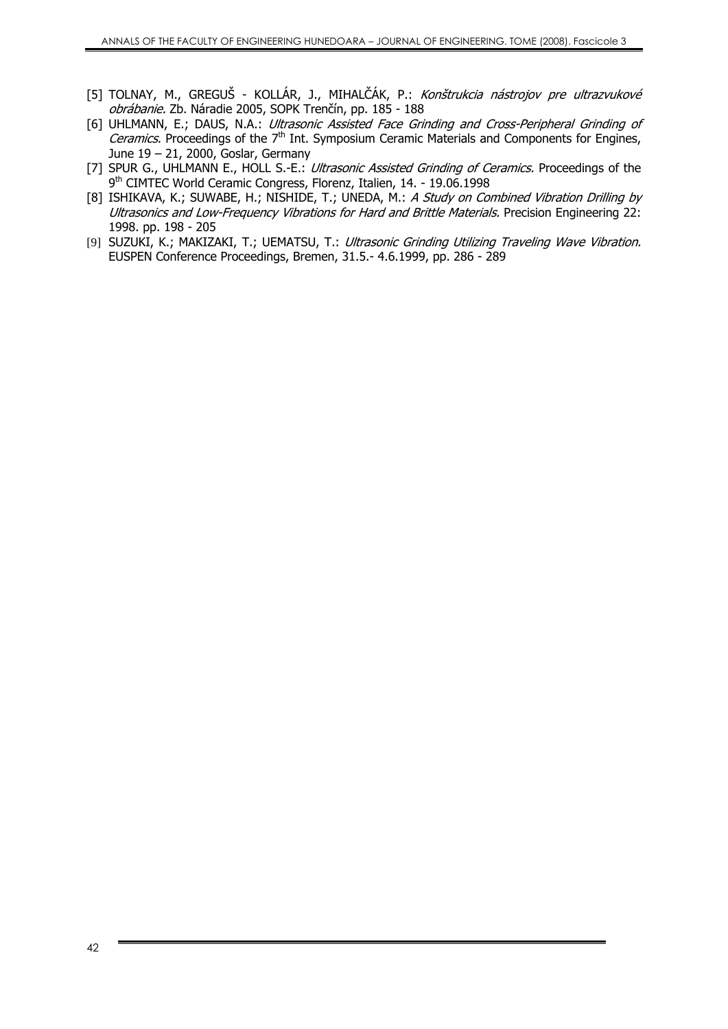[5] TOLNAY, M., GREGUŠ - KOLLÁR, J., MIHALČÁK, P.: *Konštrukcia nástrojov pre ultrazvukové obrábanie.* Zb. Náradie 2005, SOPK Trenčín, pp. 185 - 188

[6] UHLMANN, E.; DAUS, N.A.: *Ultrasonic Assisted Face Grinding and Cross-Peripheral Grinding of Ceramics.* Proceedings of the 7th Int. Symposium Ceramic Materials and Components for Engines, June 19 – 21, 2000, Goslar, Germany

[7] SPUR G., UHLMANN E., HOLL S.-E.: *Ultrasonic Assisted Grinding of Ceramics.* Proceedings of the 9th CIMTEC World Ceramic Congress, Florenz, Italien, 14. - 19.06.1998

[8] ISHIKAVA, K.; SUWABE, H.; NISHIDE, T.; UNEDA, M.: *A Study on Combined Vibration Drilling by Ultrasonics and Low-Frequency Vibrations for Hard and Brittle Materials.* Precision Engineering 22: 1998. pp. 198 - 205

[9] SUZUKI, K.; MAKIZAKI, T.; UEMATSU, T.: *Ultrasonic Grinding Utilizing Traveling Wave Vibration.* EUSPEN Conference Proceedings, Bremen, 31.5.- 4.6.1999, pp. 286 - 289